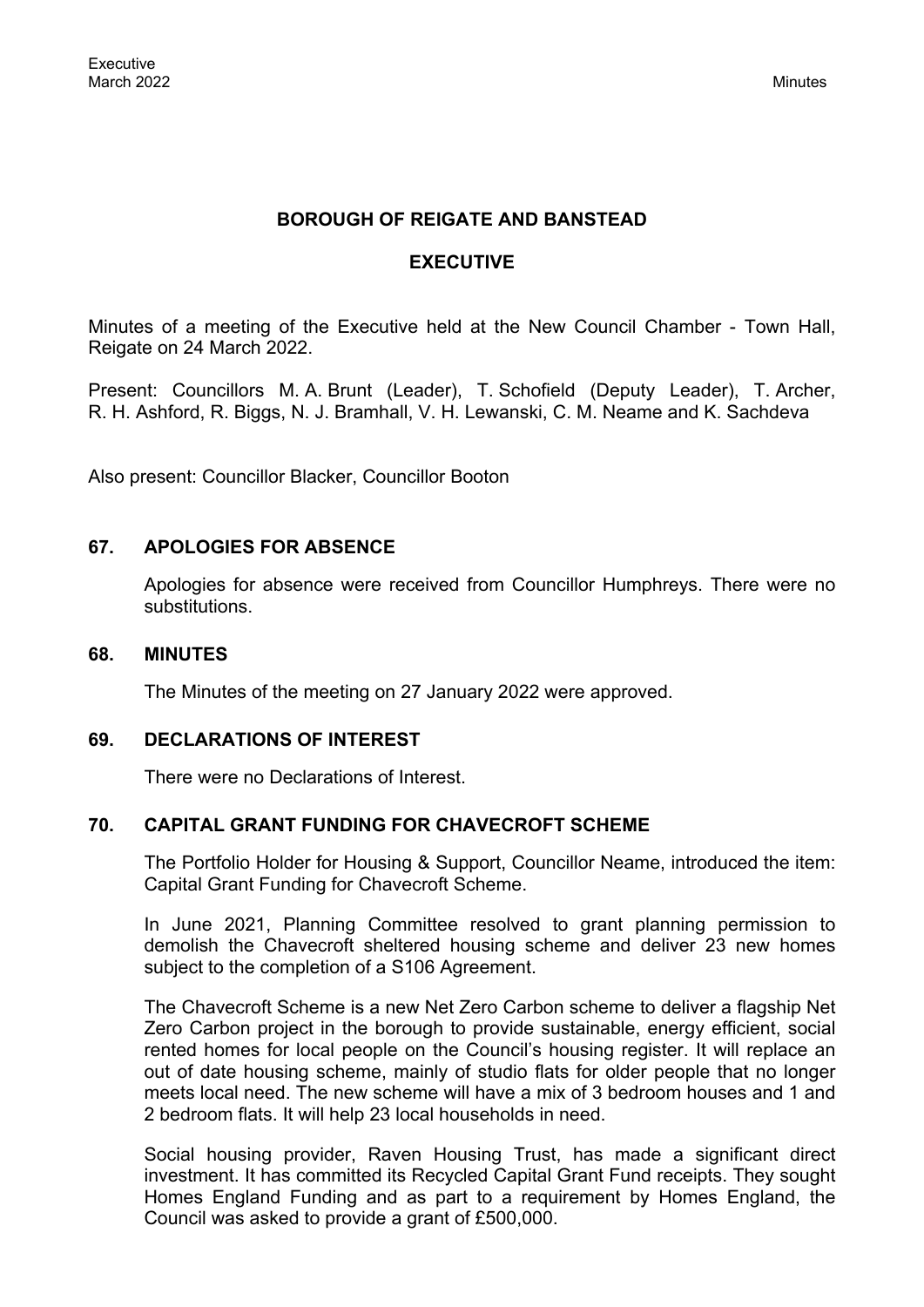# BOROUGH OF REIGATE AND BANSTEAD

## EXECUTIVE

Minutes of a meeting of the Executive held at the New Council Chamber - Town Hall, Reigate on 24 March 2022.

Present: Councillors M. A. Brunt (Leader), T. Schofield (Deputy Leader), T. Archer, R. H. Ashford, R. Biggs, N. J. Bramhall, V. H. Lewanski, C. M. Neame and K. Sachdeva

Also present: Councillor Blacker, Councillor Booton

### 67. APOLOGIES FOR ABSENCE

Apologies for absence were received from Councillor Humphreys. There were no substitutions.

### 68. MINUTES

The Minutes of the meeting on 27 January 2022 were approved.

### 69. DECLARATIONS OF INTEREST

There were no Declarations of Interest.

### 70. CAPITAL GRANT FUNDING FOR CHAVECROFT SCHEME

The Portfolio Holder for Housing & Support, Councillor Neame, introduced the item: Capital Grant Funding for Chavecroft Scheme.

In June 2021, Planning Committee resolved to grant planning permission to demolish the Chavecroft sheltered housing scheme and deliver 23 new homes subject to the completion of a S106 Agreement.

The Chavecroft Scheme is a new Net Zero Carbon scheme to deliver a flagship Net Zero Carbon project in the borough to provide sustainable, energy efficient, social rented homes for local people on the Council's housing register. It will replace an out of date housing scheme, mainly of studio flats for older people that no longer meets local need. The new scheme will have a mix of 3 bedroom houses and 1 and 2 bedroom flats. It will help 23 local households in need.

Social housing provider, Raven Housing Trust, has made a significant direct investment. It has committed its Recycled Capital Grant Fund receipts. They sought Homes England Funding and as part to a requirement by Homes England, the Council was asked to provide a grant of £500,000.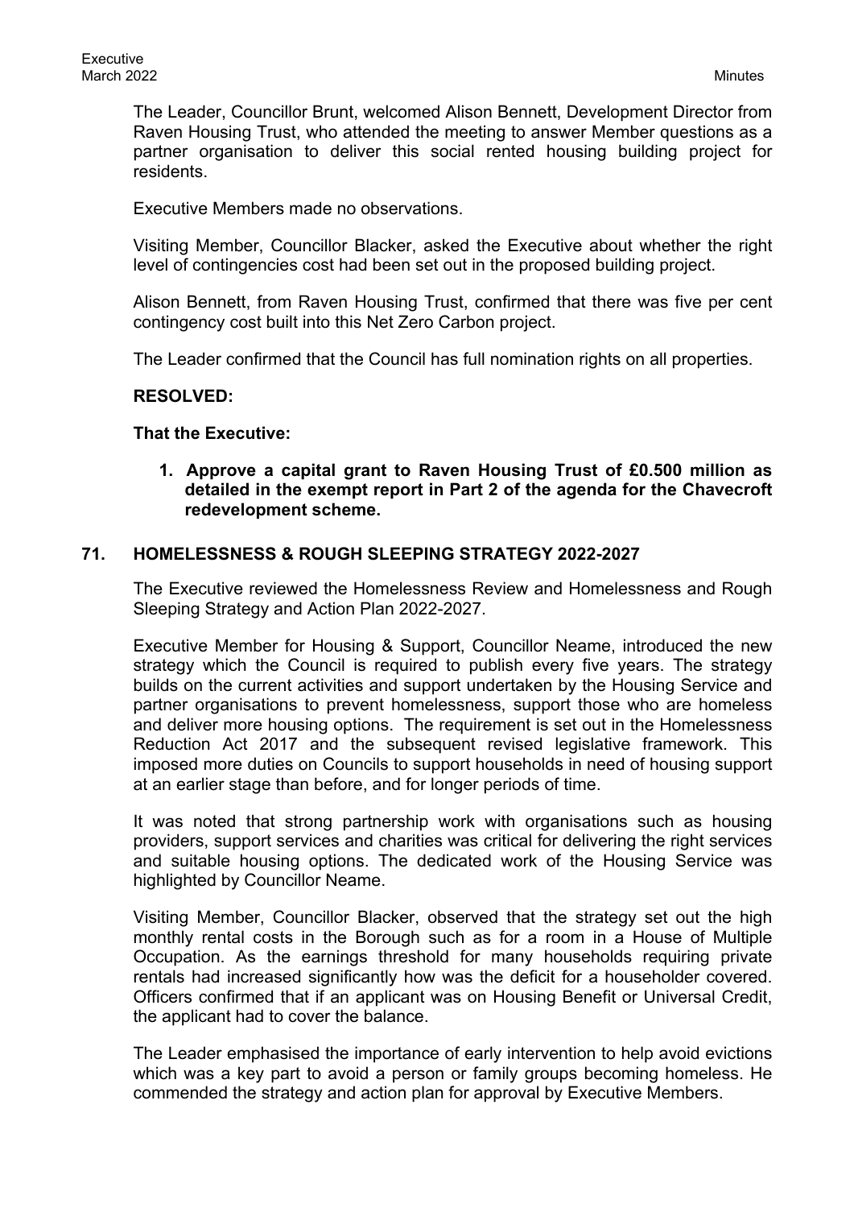The Leader, Councillor Brunt, welcomed Alison Bennett, Development Director from Raven Housing Trust, who attended the meeting to answer Member questions as a partner organisation to deliver this social rented housing building project for residents.

Executive Members made no observations.

Visiting Member, Councillor Blacker, asked the Executive about whether the right level of contingencies cost had been set out in the proposed building project.

Alison Bennett, from Raven Housing Trust, confirmed that there was five per cent contingency cost built into this Net Zero Carbon project.

The Leader confirmed that the Council has full nomination rights on all properties.

**RESOLVED:**

**That the Executive:**

1. **Approve a capital grant to Raven Housing Trust of £0.500 million as detailed in the exempt report in Part 2 of the agenda for the Chavecroft redevelopment scheme.**

## 71. HOMELESSNESS & ROUGH SLEEPING STRATEGY 2022-2027

The Executive reviewed the Homelessness Review and Homelessness and Rough Sleeping Strategy and Action Plan 2022-2027.

Executive Member for Housing & Support, Councillor Neame, introduced the new strategy which the Council is required to publish every five years. The strategy builds on the current activities and support undertaken by the Housing Service and partner organisations to prevent homelessness, support those who are homeless and deliver more housing options. The requirement is set out in the Homelessness Reduction Act 2017 and the subsequent revised legislative framework. This imposed more duties on Councils to support households in need of housing support at an earlier stage than before, and for longer periods of time.

It was noted that strong partnership work with organisations such as housing providers, support services and charities was critical for delivering the right services and suitable housing options. The dedicated work of the Housing Service was highlighted by Councillor Neame.

Visiting Member, Councillor Blacker, observed that the strategy set out the high monthly rental costs in the Borough such as for a room in a House of Multiple Occupation. As the earnings threshold for many households requiring private rentals had increased significantly how was the deficit for a householder covered. Officers confirmed that if an applicant was on Housing Benefit or Universal Credit, the applicant had to cover the balance.

The Leader emphasised the importance of early intervention to help avoid evictions which was a key part to avoid a person or family groups becoming homeless. He commended the strategy and action plan for approval by Executive Members.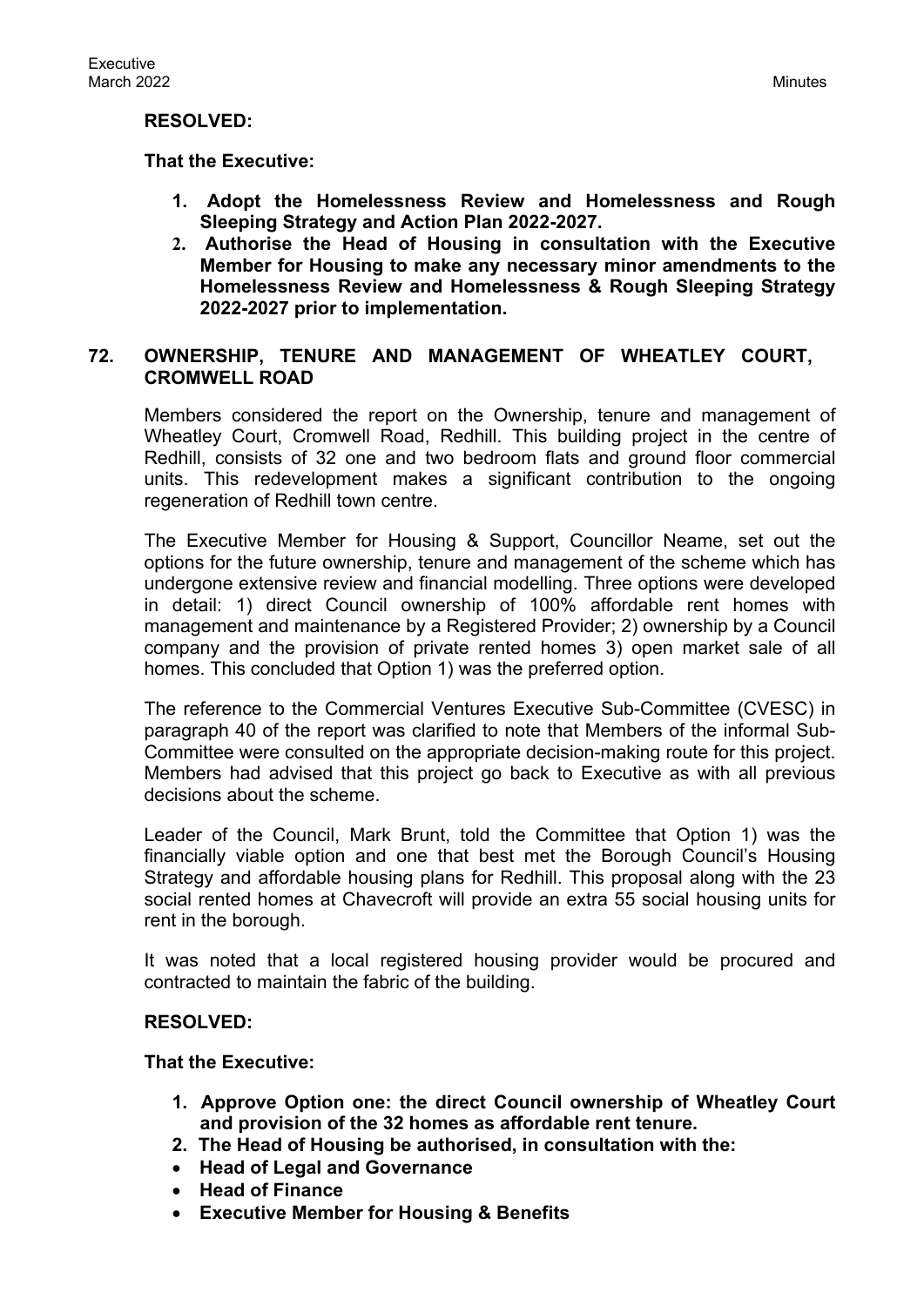**RESOLVED:**

**That the Executive:**

1. **Adopt the Homelessness Review and Homelessness and Rough Sleeping Strategy and Action Plan 2022-2027.**
2. **Authorise the Head of Housing in consultation with the Executive Member for Housing to make any necessary minor amendments to the Homelessness Review and Homelessness & Rough Sleeping Strategy 2022-2027 prior to implementation.**

## 72. OWNERSHIP, TENURE AND MANAGEMENT OF WHEATLEY COURT, CROMWELL ROAD

Members considered the report on the Ownership, tenure and management of Wheatley Court, Cromwell Road, Redhill. This building project in the centre of Redhill, consists of 32 one and two bedroom flats and ground floor commercial units. This redevelopment makes a significant contribution to the ongoing regeneration of Redhill town centre.

The Executive Member for Housing & Support, Councillor Neame, set out the options for the future ownership, tenure and management of the scheme which has undergone extensive review and financial modelling. Three options were developed in detail: 1) direct Council ownership of 100% affordable rent homes with management and maintenance by a Registered Provider; 2) ownership by a Council company and the provision of private rented homes 3) open market sale of all homes. This concluded that Option 1) was the preferred option.

The reference to the Commercial Ventures Executive Sub-Committee (CVESC) in paragraph 40 of the report was clarified to note that Members of the informal Sub-Committee were consulted on the appropriate decision-making route for this project. Members had advised that this project go back to Executive as with all previous decisions about the scheme.

Leader of the Council, Mark Brunt, told the Committee that Option 1) was the financially viable option and one that best met the Borough Council's Housing Strategy and affordable housing plans for Redhill. This proposal along with the 23 social rented homes at Chavecroft will provide an extra 55 social housing units for rent in the borough.

It was noted that a local registered housing provider would be procured and contracted to maintain the fabric of the building.

**RESOLVED:**

**That the Executive:**

1. **Approve Option one: the direct Council ownership of Wheatley Court and provision of the 32 homes as affordable rent tenure.**
2. **The Head of Housing be authorised, in consultation with the:**

- **Head of Legal and Governance**
- **Head of Finance**
- **Executive Member for Housing & Benefits**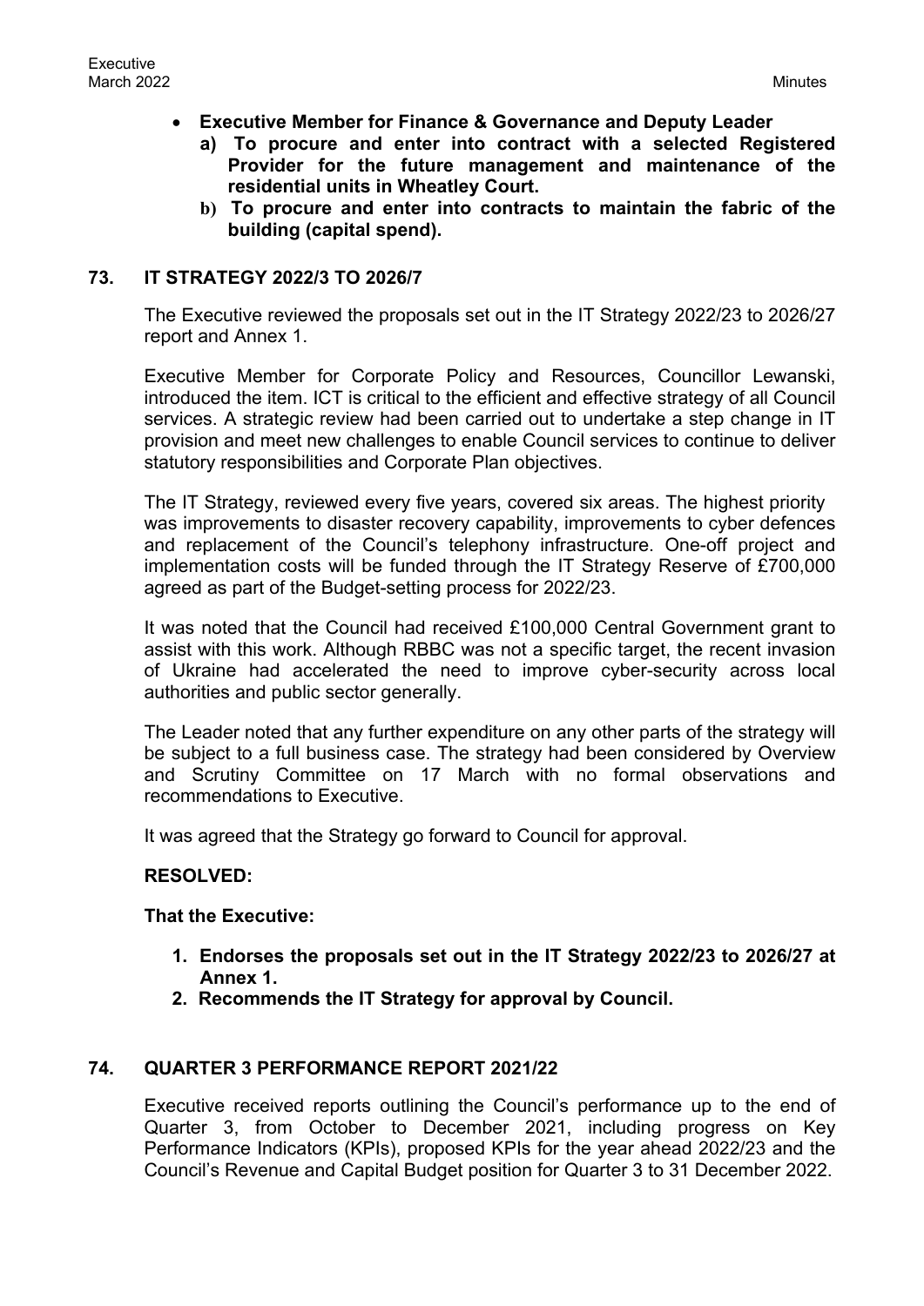- **Executive Member for Finance & Governance and Deputy Leader**
    - **a) To procure and enter into contract with a selected Registered Provider for the future management and maintenance of the residential units in Wheatley Court.**
    - **b) To procure and enter into contracts to maintain the fabric of the building (capital spend).**

## 73. IT STRATEGY 2022/3 TO 2026/7

The Executive reviewed the proposals set out in the IT Strategy 2022/23 to 2026/27 report and Annex 1.

Executive Member for Corporate Policy and Resources, Councillor Lewanski, introduced the item. ICT is critical to the efficient and effective strategy of all Council services. A strategic review had been carried out to undertake a step change in IT provision and meet new challenges to enable Council services to continue to deliver statutory responsibilities and Corporate Plan objectives.

The IT Strategy, reviewed every five years, covered six areas. The highest priority was improvements to disaster recovery capability, improvements to cyber defences and replacement of the Council's telephony infrastructure. One-off project and implementation costs will be funded through the IT Strategy Reserve of £700,000 agreed as part of the Budget-setting process for 2022/23.

It was noted that the Council had received £100,000 Central Government grant to assist with this work. Although RBBC was not a specific target, the recent invasion of Ukraine had accelerated the need to improve cyber-security across local authorities and public sector generally.

The Leader noted that any further expenditure on any other parts of the strategy will be subject to a full business case. The strategy had been considered by Overview and Scrutiny Committee on 17 March with no formal observations and recommendations to Executive.

It was agreed that the Strategy go forward to Council for approval.

**RESOLVED:**

**That the Executive:**

1. **Endorses the proposals set out in the IT Strategy 2022/23 to 2026/27 at Annex 1.**
2. **Recommends the IT Strategy for approval by Council.**

## 74. QUARTER 3 PERFORMANCE REPORT 2021/22

Executive received reports outlining the Council's performance up to the end of Quarter 3, from October to December 2021, including progress on Key Performance Indicators (KPIs), proposed KPIs for the year ahead 2022/23 and the Council's Revenue and Capital Budget position for Quarter 3 to 31 December 2022.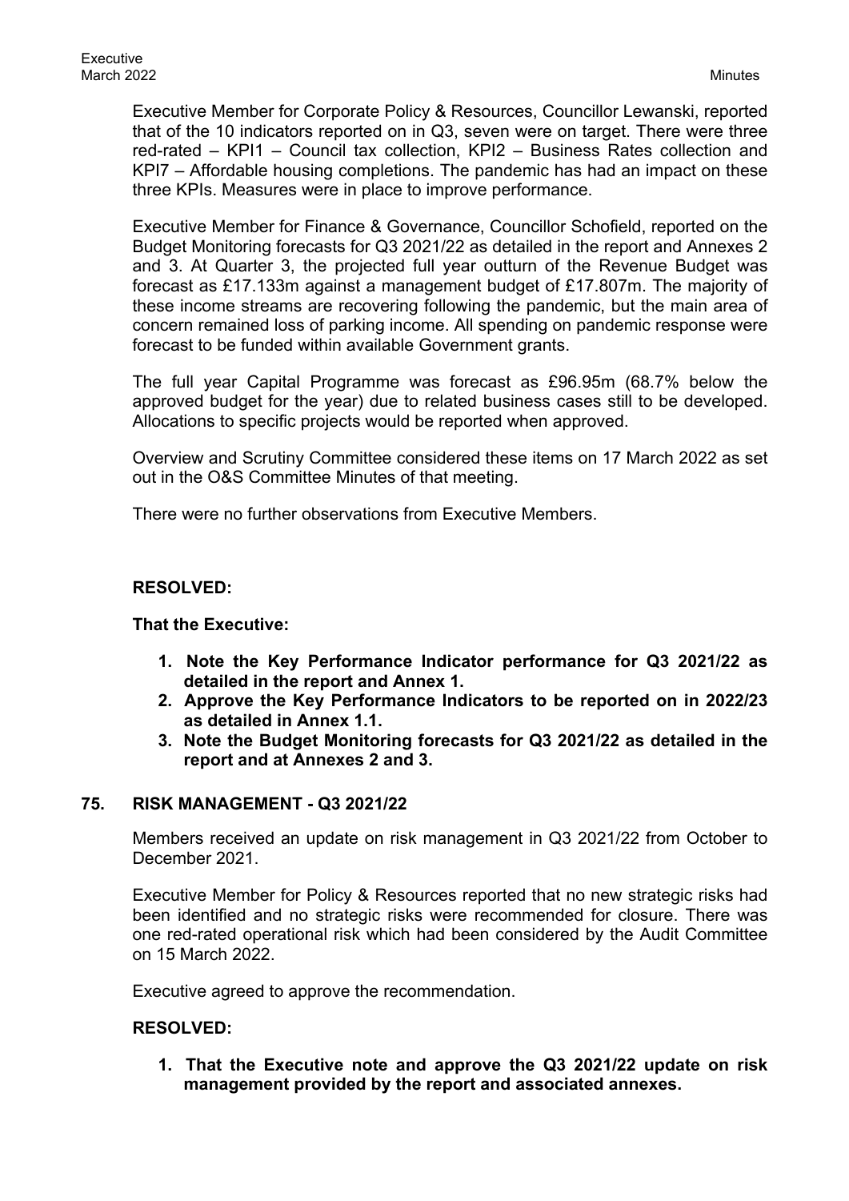Executive Member for Corporate Policy & Resources, Councillor Lewanski, reported that of the 10 indicators reported on in Q3, seven were on target. There were three red-rated – KPI1 – Council tax collection, KPI2 – Business Rates collection and KPI7 – Affordable housing completions. The pandemic has had an impact on these three KPIs. Measures were in place to improve performance.

Executive Member for Finance & Governance, Councillor Schofield, reported on the Budget Monitoring forecasts for Q3 2021/22 as detailed in the report and Annexes 2 and 3. At Quarter 3, the projected full year outturn of the Revenue Budget was forecast as £17.133m against a management budget of £17.807m. The majority of these income streams are recovering following the pandemic, but the main area of concern remained loss of parking income. All spending on pandemic response were forecast to be funded within available Government grants.

The full year Capital Programme was forecast as £96.95m (68.7% below the approved budget for the year) due to related business cases still to be developed. Allocations to specific projects would be reported when approved.

Overview and Scrutiny Committee considered these items on 17 March 2022 as set out in the O&S Committee Minutes of that meeting.

There were no further observations from Executive Members.

**RESOLVED:**

**That the Executive:**

1. **Note the Key Performance Indicator performance for Q3 2021/22 as detailed in the report and Annex 1.**
2. **Approve the Key Performance Indicators to be reported on in 2022/23 as detailed in Annex 1.1.**
3. **Note the Budget Monitoring forecasts for Q3 2021/22 as detailed in the report and at Annexes 2 and 3.**

## 75. RISK MANAGEMENT - Q3 2021/22

Members received an update on risk management in Q3 2021/22 from October to December 2021.

Executive Member for Policy & Resources reported that no new strategic risks had been identified and no strategic risks were recommended for closure. There was one red-rated operational risk which had been considered by the Audit Committee on 15 March 2022.

Executive agreed to approve the recommendation.

**RESOLVED:**

1. **That the Executive note and approve the Q3 2021/22 update on risk management provided by the report and associated annexes.**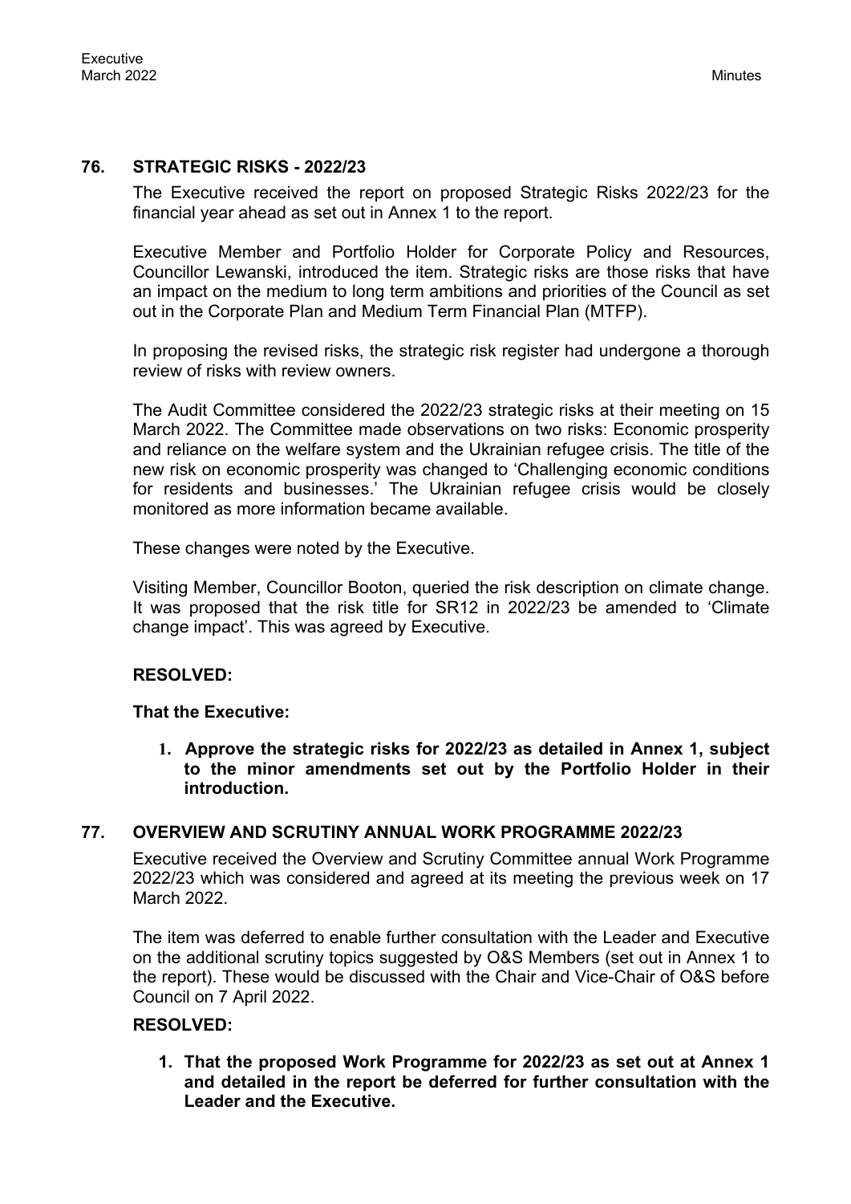## 76. STRATEGIC RISKS - 2022/23

The Executive received the report on proposed Strategic Risks 2022/23 for the financial year ahead as set out in Annex 1 to the report.

Executive Member and Portfolio Holder for Corporate Policy and Resources, Councillor Lewanski, introduced the item. Strategic risks are those risks that have an impact on the medium to long term ambitions and priorities of the Council as set out in the Corporate Plan and Medium Term Financial Plan (MTFP).

In proposing the revised risks, the strategic risk register had undergone a thorough review of risks with review owners.

The Audit Committee considered the 2022/23 strategic risks at their meeting on 15 March 2022. The Committee made observations on two risks: Economic prosperity and reliance on the welfare system and the Ukrainian refugee crisis. The title of the new risk on economic prosperity was changed to 'Challenging economic conditions for residents and businesses.' The Ukrainian refugee crisis would be closely monitored as more information became available.

These changes were noted by the Executive.

Visiting Member, Councillor Booton, queried the risk description on climate change. It was proposed that the risk title for SR12 in 2022/23 be amended to 'Climate change impact'. This was agreed by Executive.

**RESOLVED:**

**That the Executive:**

1. **Approve the strategic risks for 2022/23 as detailed in Annex 1, subject to the minor amendments set out by the Portfolio Holder in their introduction.**

## 77. OVERVIEW AND SCRUTINY ANNUAL WORK PROGRAMME 2022/23

Executive received the Overview and Scrutiny Committee annual Work Programme 2022/23 which was considered and agreed at its meeting the previous week on 17 March 2022.

The item was deferred to enable further consultation with the Leader and Executive on the additional scrutiny topics suggested by O&S Members (set out in Annex 1 to the report). These would be discussed with the Chair and Vice-Chair of O&S before Council on 7 April 2022.

**RESOLVED:**

1. **That the proposed Work Programme for 2022/23 as set out at Annex 1 and detailed in the report be deferred for further consultation with the Leader and the Executive.**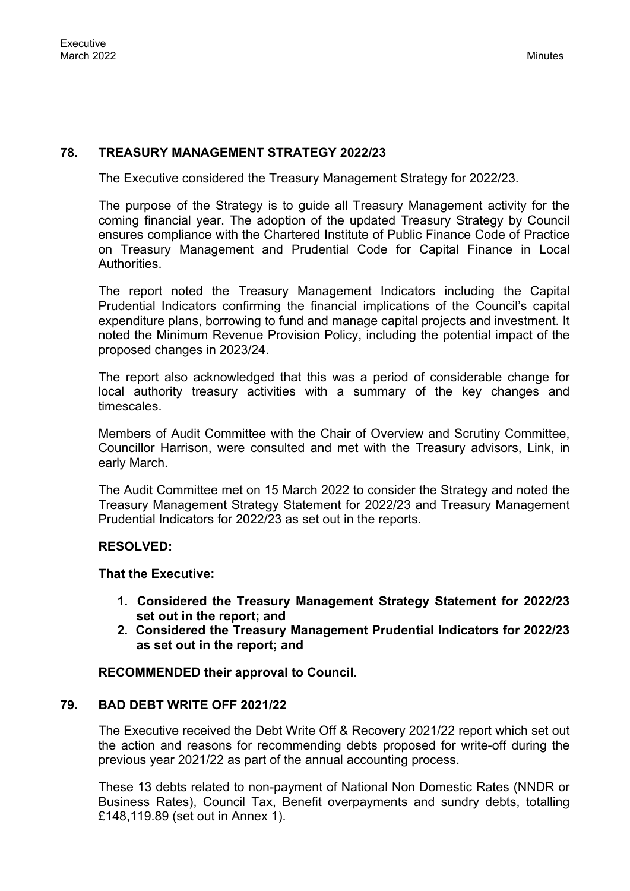## 78. TREASURY MANAGEMENT STRATEGY 2022/23

The Executive considered the Treasury Management Strategy for 2022/23.

The purpose of the Strategy is to guide all Treasury Management activity for the coming financial year. The adoption of the updated Treasury Strategy by Council ensures compliance with the Chartered Institute of Public Finance Code of Practice on Treasury Management and Prudential Code for Capital Finance in Local Authorities.

The report noted the Treasury Management Indicators including the Capital Prudential Indicators confirming the financial implications of the Council's capital expenditure plans, borrowing to fund and manage capital projects and investment. It noted the Minimum Revenue Provision Policy, including the potential impact of the proposed changes in 2023/24.

The report also acknowledged that this was a period of considerable change for local authority treasury activities with a summary of the key changes and timescales.

Members of Audit Committee with the Chair of Overview and Scrutiny Committee, Councillor Harrison, were consulted and met with the Treasury advisors, Link, in early March.

The Audit Committee met on 15 March 2022 to consider the Strategy and noted the Treasury Management Strategy Statement for 2022/23 and Treasury Management Prudential Indicators for 2022/23 as set out in the reports.

**RESOLVED:**

**That the Executive:**

1. **Considered the Treasury Management Strategy Statement for 2022/23 set out in the report; and**
2. **Considered the Treasury Management Prudential Indicators for 2022/23 as set out in the report; and**

**RECOMMENDED their approval to Council.**

## 79. BAD DEBT WRITE OFF 2021/22

The Executive received the Debt Write Off & Recovery 2021/22 report which set out the action and reasons for recommending debts proposed for write-off during the previous year 2021/22 as part of the annual accounting process.

These 13 debts related to non-payment of National Non Domestic Rates (NNDR or Business Rates), Council Tax, Benefit overpayments and sundry debts, totalling £148,119.89 (set out in Annex 1).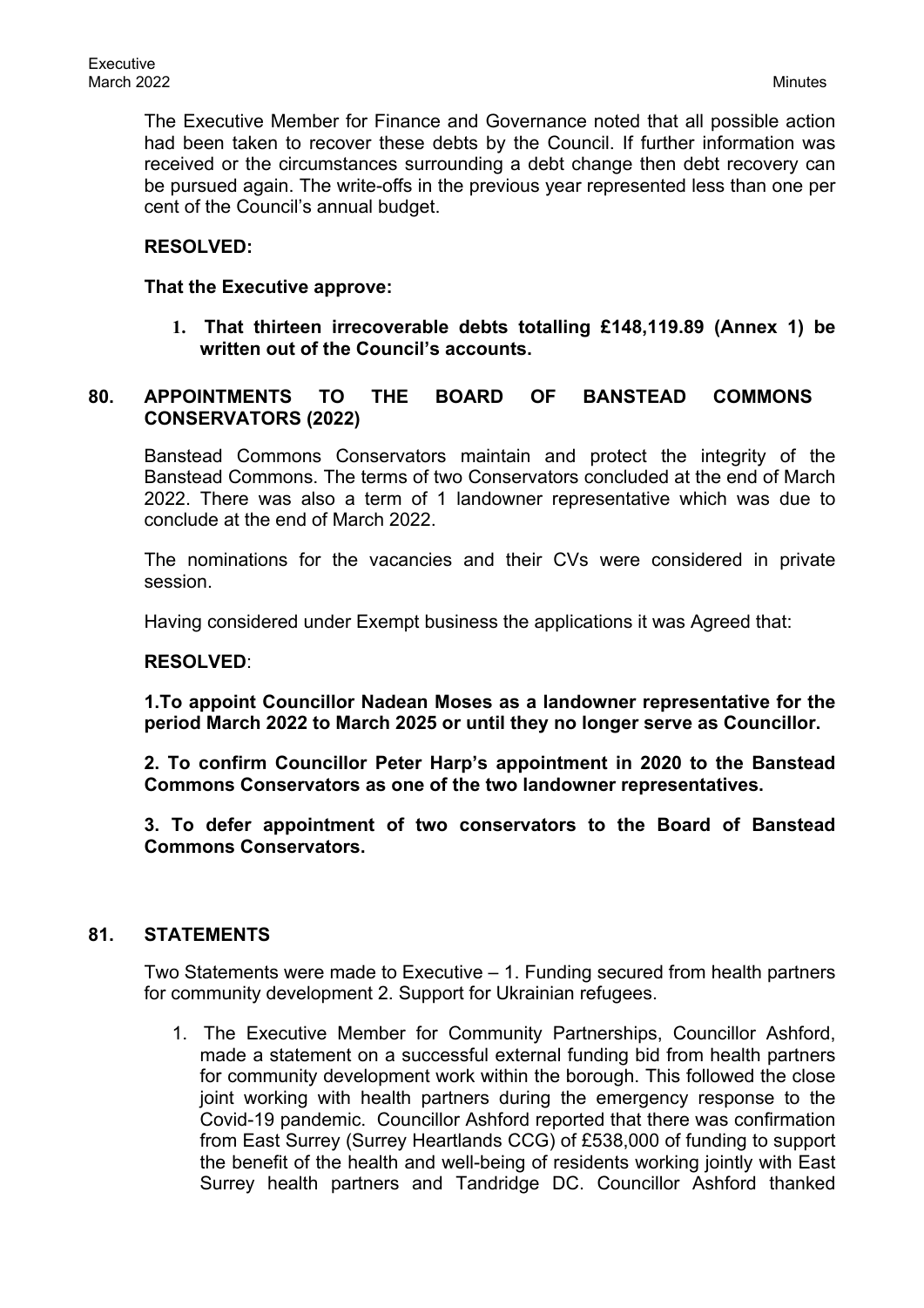The Executive Member for Finance and Governance noted that all possible action had been taken to recover these debts by the Council. If further information was received or the circumstances surrounding a debt change then debt recovery can be pursued again. The write-offs in the previous year represented less than one per cent of the Council's annual budget.

**RESOLVED:**

**That the Executive approve:**

1. **That thirteen irrecoverable debts totalling £148,119.89 (Annex 1) be written out of the Council's accounts.**

## 80. APPOINTMENTS TO THE BOARD OF BANSTEAD COMMONS CONSERVATORS (2022)

Banstead Commons Conservators maintain and protect the integrity of the Banstead Commons. The terms of two Conservators concluded at the end of March 2022. There was also a term of 1 landowner representative which was due to conclude at the end of March 2022.

The nominations for the vacancies and their CVs were considered in private session.

Having considered under Exempt business the applications it was Agreed that:

**RESOLVED**:

**1.To appoint Councillor Nadean Moses as a landowner representative for the period March 2022 to March 2025 or until they no longer serve as Councillor.**

**2. To confirm Councillor Peter Harp's appointment in 2020 to the Banstead Commons Conservators as one of the two landowner representatives.**

**3. To defer appointment of two conservators to the Board of Banstead Commons Conservators.**

## 81. STATEMENTS

Two Statements were made to Executive – 1. Funding secured from health partners for community development 2. Support for Ukrainian refugees.

1. The Executive Member for Community Partnerships, Councillor Ashford, made a statement on a successful external funding bid from health partners for community development work within the borough. This followed the close joint working with health partners during the emergency response to the Covid-19 pandemic. Councillor Ashford reported that there was confirmation from East Surrey (Surrey Heartlands CCG) of £538,000 of funding to support the benefit of the health and well-being of residents working jointly with East Surrey health partners and Tandridge DC. Councillor Ashford thanked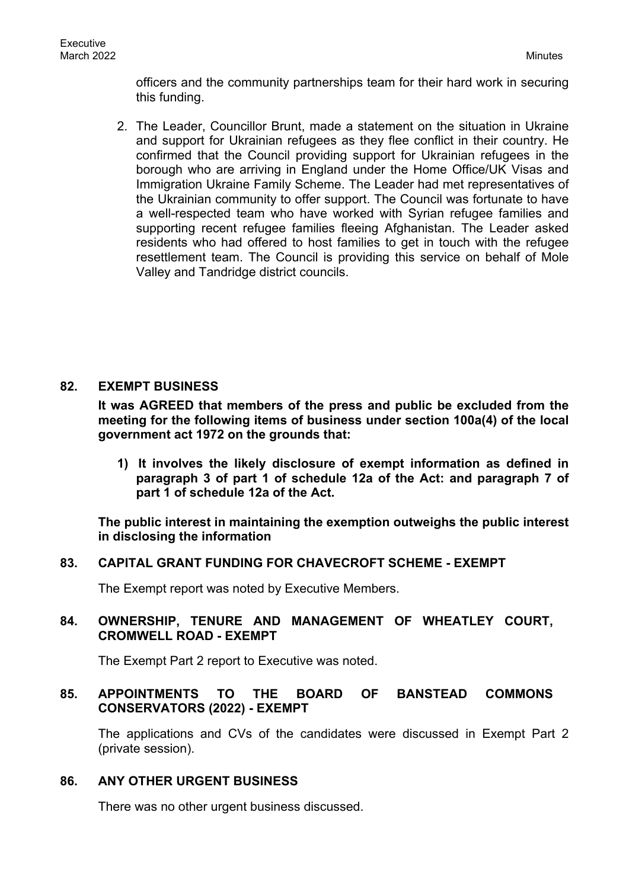officers and the community partnerships team for their hard work in securing this funding.

2. The Leader, Councillor Brunt, made a statement on the situation in Ukraine and support for Ukrainian refugees as they flee conflict in their country. He confirmed that the Council providing support for Ukrainian refugees in the borough who are arriving in England under the Home Office/UK Visas and Immigration Ukraine Family Scheme. The Leader had met representatives of the Ukrainian community to offer support. The Council was fortunate to have a well-respected team who have worked with Syrian refugee families and supporting recent refugee families fleeing Afghanistan. The Leader asked residents who had offered to host families to get in touch with the refugee resettlement team. The Council is providing this service on behalf of Mole Valley and Tandridge district councils.

## 82. EXEMPT BUSINESS

**It was AGREED that members of the press and public be excluded from the meeting for the following items of business under section 100a(4) of the local government act 1972 on the grounds that:**

1) **It involves the likely disclosure of exempt information as defined in paragraph 3 of part 1 of schedule 12a of the Act: and paragraph 7 of part 1 of schedule 12a of the Act.**

**The public interest in maintaining the exemption outweighs the public interest in disclosing the information**

## 83. CAPITAL GRANT FUNDING FOR CHAVECROFT SCHEME - EXEMPT

The Exempt report was noted by Executive Members.

## 84. OWNERSHIP, TENURE AND MANAGEMENT OF WHEATLEY COURT, CROMWELL ROAD - EXEMPT

The Exempt Part 2 report to Executive was noted.

## 85. APPOINTMENTS TO THE BOARD OF BANSTEAD COMMONS CONSERVATORS (2022) - EXEMPT

The applications and CVs of the candidates were discussed in Exempt Part 2 (private session).

## 86. ANY OTHER URGENT BUSINESS

There was no other urgent business discussed.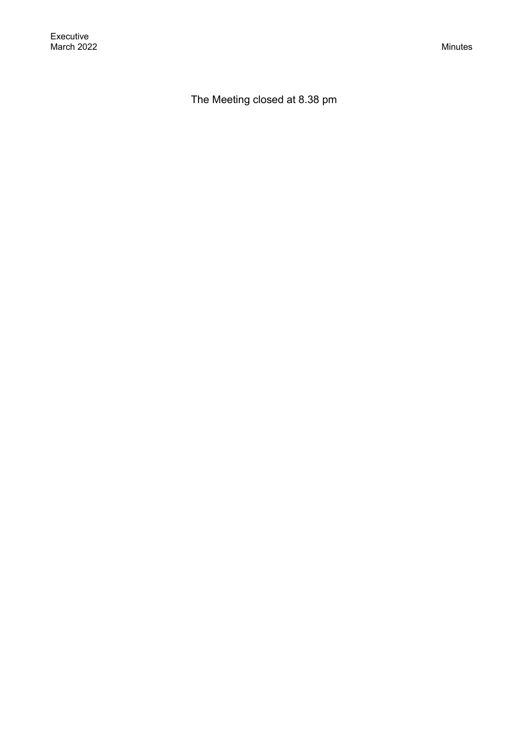The Meeting closed at 8.38 pm